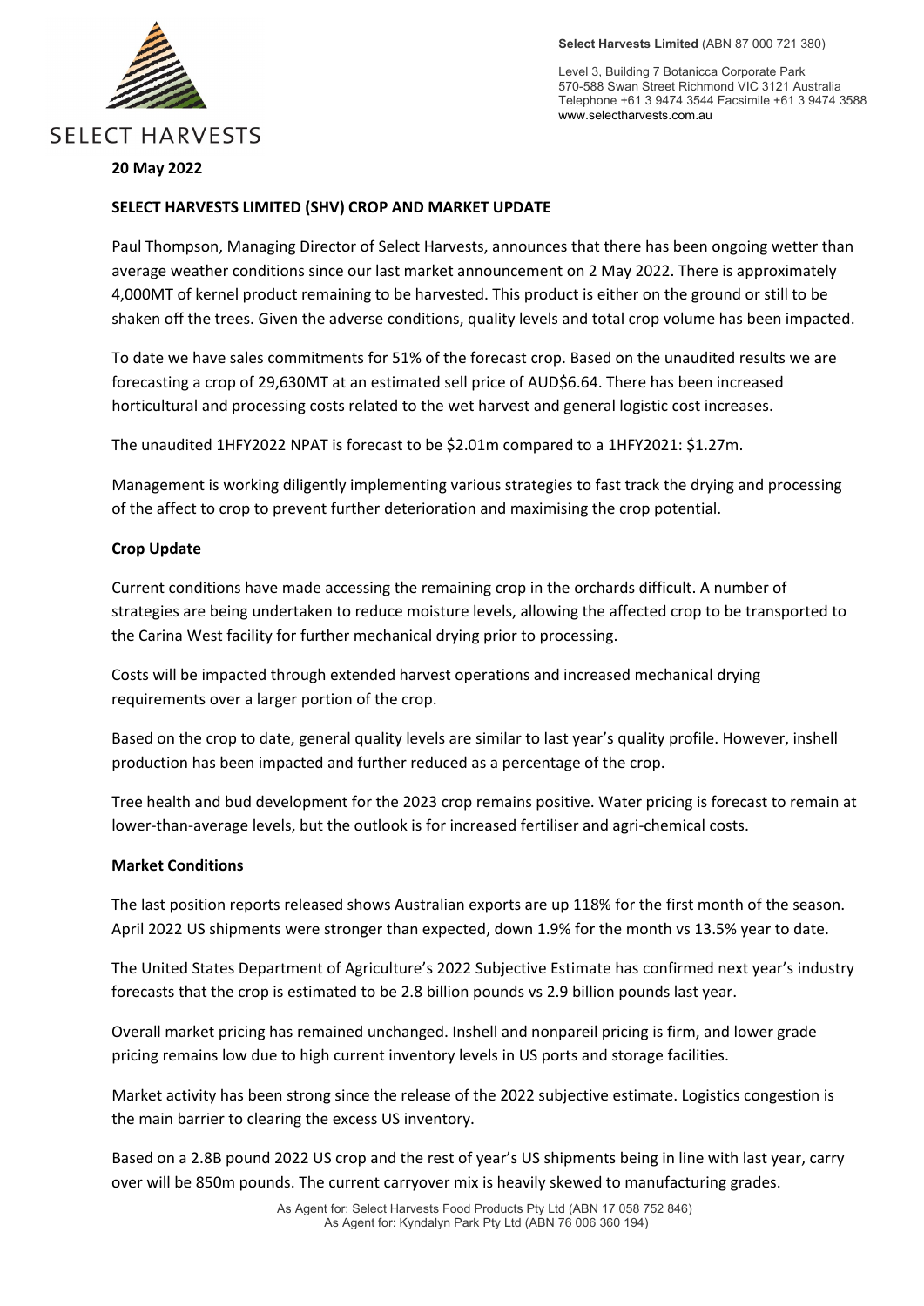SELECT HARVESTS

**Select Harvests Limited** (ABN 87 000 721 380)

Level 3, Building 7 Botanicca Corporate Park
570-588 Swan Street Richmond VIC 3121 Australia
Telephone +61 3 9474 3544 Facsimile +61 3 9474 3588
www.selectharvests.com.au

**20 May 2022**

**SELECT HARVESTS LIMITED (SHV) CROP AND MARKET UPDATE**

Paul Thompson, Managing Director of Select Harvests, announces that there has been ongoing wetter than average weather conditions since our last market announcement on 2 May 2022. There is approximately 4,000MT of kernel product remaining to be harvested. This product is either on the ground or still to be shaken off the trees. Given the adverse conditions, quality levels and total crop volume has been impacted.

To date we have sales commitments for 51% of the forecast crop. Based on the unaudited results we are forecasting a crop of 29,630MT at an estimated sell price of AUD$6.64. There has been increased horticultural and processing costs related to the wet harvest and general logistic cost increases.

The unaudited 1HFY2022 NPAT is forecast to be $2.01m compared to a 1HFY2021: $1.27m.

Management is working diligently implementing various strategies to fast track the drying and processing of the affect to crop to prevent further deterioration and maximising the crop potential.

**Crop Update**

Current conditions have made accessing the remaining crop in the orchards difficult. A number of strategies are being undertaken to reduce moisture levels, allowing the affected crop to be transported to the Carina West facility for further mechanical drying prior to processing.

Costs will be impacted through extended harvest operations and increased mechanical drying requirements over a larger portion of the crop.

Based on the crop to date, general quality levels are similar to last year's quality profile. However, inshell production has been impacted and further reduced as a percentage of the crop.

Tree health and bud development for the 2023 crop remains positive. Water pricing is forecast to remain at lower-than-average levels, but the outlook is for increased fertiliser and agri-chemical costs.

**Market Conditions**

The last position reports released shows Australian exports are up 118% for the first month of the season. April 2022 US shipments were stronger than expected, down 1.9% for the month vs 13.5% year to date.

The United States Department of Agriculture's 2022 Subjective Estimate has confirmed next year's industry forecasts that the crop is estimated to be 2.8 billion pounds vs 2.9 billion pounds last year.

Overall market pricing has remained unchanged. Inshell and nonpareil pricing is firm, and lower grade pricing remains low due to high current inventory levels in US ports and storage facilities.

Market activity has been strong since the release of the 2022 subjective estimate. Logistics congestion is the main barrier to clearing the excess US inventory.

Based on a 2.8B pound 2022 US crop and the rest of year's US shipments being in line with last year, carry over will be 850m pounds. The current carryover mix is heavily skewed to manufacturing grades.

As Agent for: Select Harvests Food Products Pty Ltd (ABN 17 058 752 846)
As Agent for: Kyndalyn Park Pty Ltd (ABN 76 006 360 194)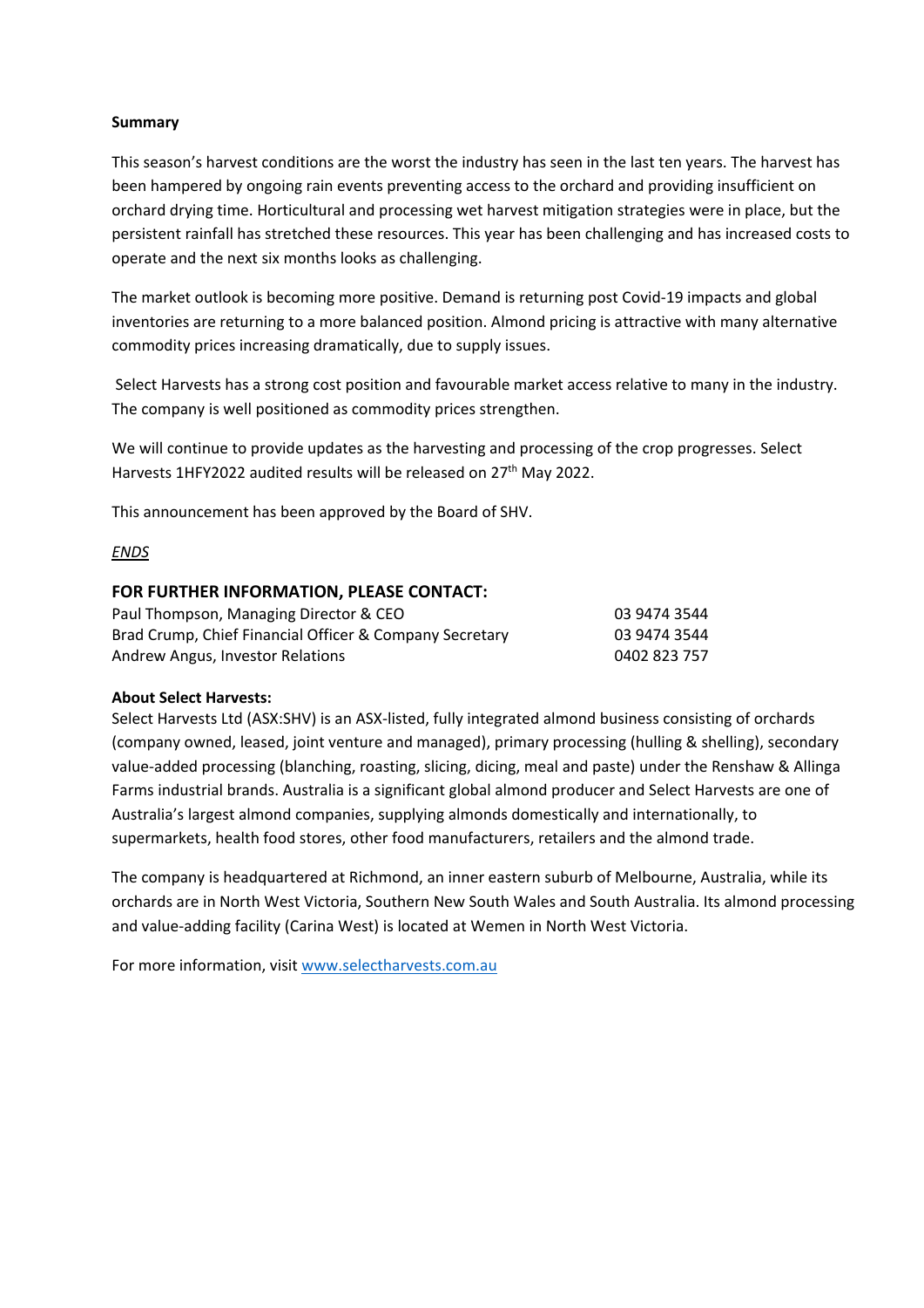**Summary**

This season's harvest conditions are the worst the industry has seen in the last ten years. The harvest has been hampered by ongoing rain events preventing access to the orchard and providing insufficient on orchard drying time. Horticultural and processing wet harvest mitigation strategies were in place, but the persistent rainfall has stretched these resources. This year has been challenging and has increased costs to operate and the next six months looks as challenging.

The market outlook is becoming more positive. Demand is returning post Covid-19 impacts and global inventories are returning to a more balanced position. Almond pricing is attractive with many alternative commodity prices increasing dramatically, due to supply issues.

Select Harvests has a strong cost position and favourable market access relative to many in the industry. The company is well positioned as commodity prices strengthen.

We will continue to provide updates as the harvesting and processing of the crop progresses. Select Harvests 1HFY2022 audited results will be released on 27th May 2022.

This announcement has been approved by the Board of SHV.

*ENDS*

## FOR FURTHER INFORMATION, PLEASE CONTACT:

| | |
|---|---|
| Paul Thompson, Managing Director & CEO | 03 9474 3544 |
| Brad Crump, Chief Financial Officer & Company Secretary | 03 9474 3544 |
| Andrew Angus, Investor Relations | 0402 823 757 |

**About Select Harvests:**

Select Harvests Ltd (ASX:SHV) is an ASX-listed, fully integrated almond business consisting of orchards (company owned, leased, joint venture and managed), primary processing (hulling & shelling), secondary value-added processing (blanching, roasting, slicing, dicing, meal and paste) under the Renshaw & Allinga Farms industrial brands. Australia is a significant global almond producer and Select Harvests are one of Australia's largest almond companies, supplying almonds domestically and internationally, to supermarkets, health food stores, other food manufacturers, retailers and the almond trade.

The company is headquartered at Richmond, an inner eastern suburb of Melbourne, Australia, while its orchards are in North West Victoria, Southern New South Wales and South Australia. Its almond processing and value-adding facility (Carina West) is located at Wemen in North West Victoria.

For more information, visit www.selectharvests.com.au